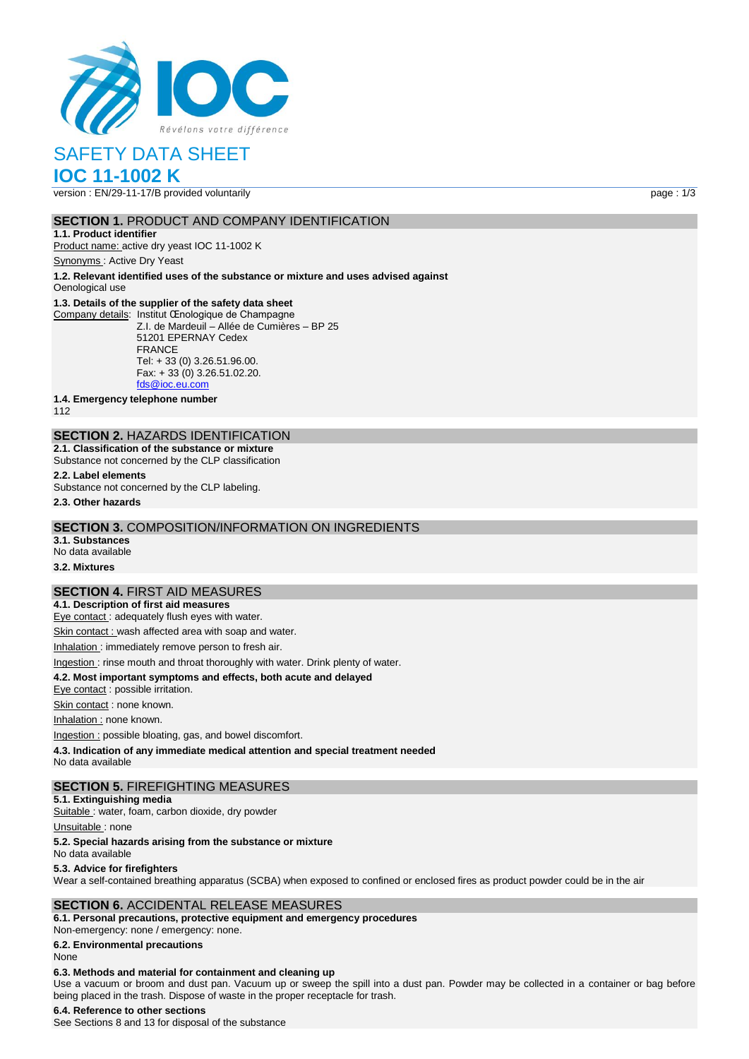IOC
Révélons votre différence

# SAFETY DATA SHEET

# IOC 11-1002 K

version : EN/29-11-17/B provided voluntarily

## SECTION 1. PRODUCT AND COMPANY IDENTIFICATION

**1.1. Product identifier**

Product name: active dry yeast IOC 11-1002 K

Synonyms : Active Dry Yeast

**1.2. Relevant identified uses of the substance or mixture and uses advised against**

Oenological use

**1.3. Details of the supplier of the safety data sheet**

Company details: Institut Œnologique de Champagne
Z.I. de Mardeuil – Allée de Cumières – BP 25
51201 EPERNAY Cedex
FRANCE
Tel: + 33 (0) 3.26.51.96.00.
Fax: + 33 (0) 3.26.51.02.20.
fds@ioc.eu.com

**1.4. Emergency telephone number**

112

## SECTION 2. HAZARDS IDENTIFICATION

**2.1. Classification of the substance or mixture**

Substance not concerned by the CLP classification

**2.2. Label elements**

Substance not concerned by the CLP labeling.

**2.3. Other hazards**

## SECTION 3. COMPOSITION/INFORMATION ON INGREDIENTS

**3.1. Substances**

No data available

**3.2. Mixtures**

## SECTION 4. FIRST AID MEASURES

**4.1. Description of first aid measures**

Eye contact : adequately flush eyes with water.

Skin contact : wash affected area with soap and water.

Inhalation : immediately remove person to fresh air.

Ingestion : rinse mouth and throat thoroughly with water. Drink plenty of water.

**4.2. Most important symptoms and effects, both acute and delayed**

Eye contact : possible irritation.

Skin contact : none known.

Inhalation : none known.

Ingestion : possible bloating, gas, and bowel discomfort.

**4.3. Indication of any immediate medical attention and special treatment needed**

No data available

## SECTION 5. FIREFIGHTING MEASURES

**5.1. Extinguishing media**

Suitable : water, foam, carbon dioxide, dry powder

Unsuitable : none

**5.2. Special hazards arising from the substance or mixture**

No data available

**5.3. Advice for firefighters**

Wear a self-contained breathing apparatus (SCBA) when exposed to confined or enclosed fires as product powder could be in the air

## SECTION 6. ACCIDENTAL RELEASE MEASURES

**6.1. Personal precautions, protective equipment and emergency procedures**

Non-emergency: none / emergency: none.

**6.2. Environmental precautions**

None

**6.3. Methods and material for containment and cleaning up**

Use a vacuum or broom and dust pan. Vacuum up or sweep the spill into a dust pan. Powder may be collected in a container or bag before being placed in the trash. Dispose of waste in the proper receptacle for trash.

**6.4. Reference to other sections**

See Sections 8 and 13 for disposal of the substance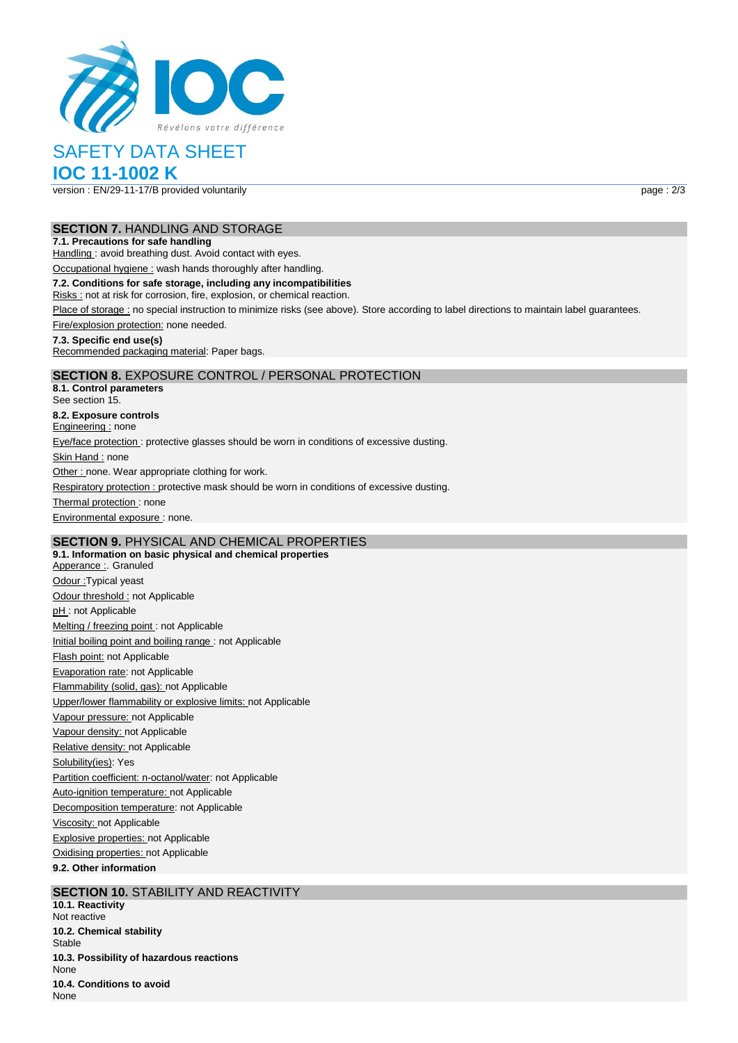# SAFETY DATA SHEET

## IOC 11-1002 K

version : EN/29-11-17/B provided voluntarily

## SECTION 7. HANDLING AND STORAGE

**7.1. Precautions for safe handling**

Handling : avoid breathing dust. Avoid contact with eyes.

Occupational hygiene : wash hands thoroughly after handling.

**7.2. Conditions for safe storage, including any incompatibilities**

Risks : not at risk for corrosion, fire, explosion, or chemical reaction.

Place of storage : no special instruction to minimize risks (see above). Store according to label directions to maintain label guarantees.

Fire/explosion protection: none needed.

**7.3. Specific end use(s)**

Recommended packaging material: Paper bags.

## SECTION 8. EXPOSURE CONTROL / PERSONAL PROTECTION

**8.1. Control parameters**

See section 15.

**8.2. Exposure controls**

Engineering : none

Eye/face protection : protective glasses should be worn in conditions of excessive dusting.

Skin Hand : none

Other : none. Wear appropriate clothing for work.

Respiratory protection : protective mask should be worn in conditions of excessive dusting.

Thermal protection : none

Environmental exposure : none.

## SECTION 9. PHYSICAL AND CHEMICAL PROPERTIES

**9.1. Information on basic physical and chemical properties**

Apperance :. Granuled

Odour :Typical yeast

Odour threshold : not Applicable

pH : not Applicable

Melting / freezing point : not Applicable

Initial boiling point and boiling range : not Applicable

Flash point: not Applicable

Evaporation rate: not Applicable

Flammability (solid, gas): not Applicable

Upper/lower flammability or explosive limits: not Applicable

Vapour pressure: not Applicable

Vapour density: not Applicable

Relative density: not Applicable

Solubility(ies): Yes

Partition coefficient: n-octanol/water: not Applicable

Auto-ignition temperature: not Applicable

Decomposition temperature: not Applicable

Viscosity: not Applicable

Explosive properties: not Applicable

Oxidising properties: not Applicable

**9.2. Other information**

## SECTION 10. STABILITY AND REACTIVITY

**10.1. Reactivity**

Not reactive

**10.2. Chemical stability**

Stable

**10.3. Possibility of hazardous reactions**

None

**10.4. Conditions to avoid**

None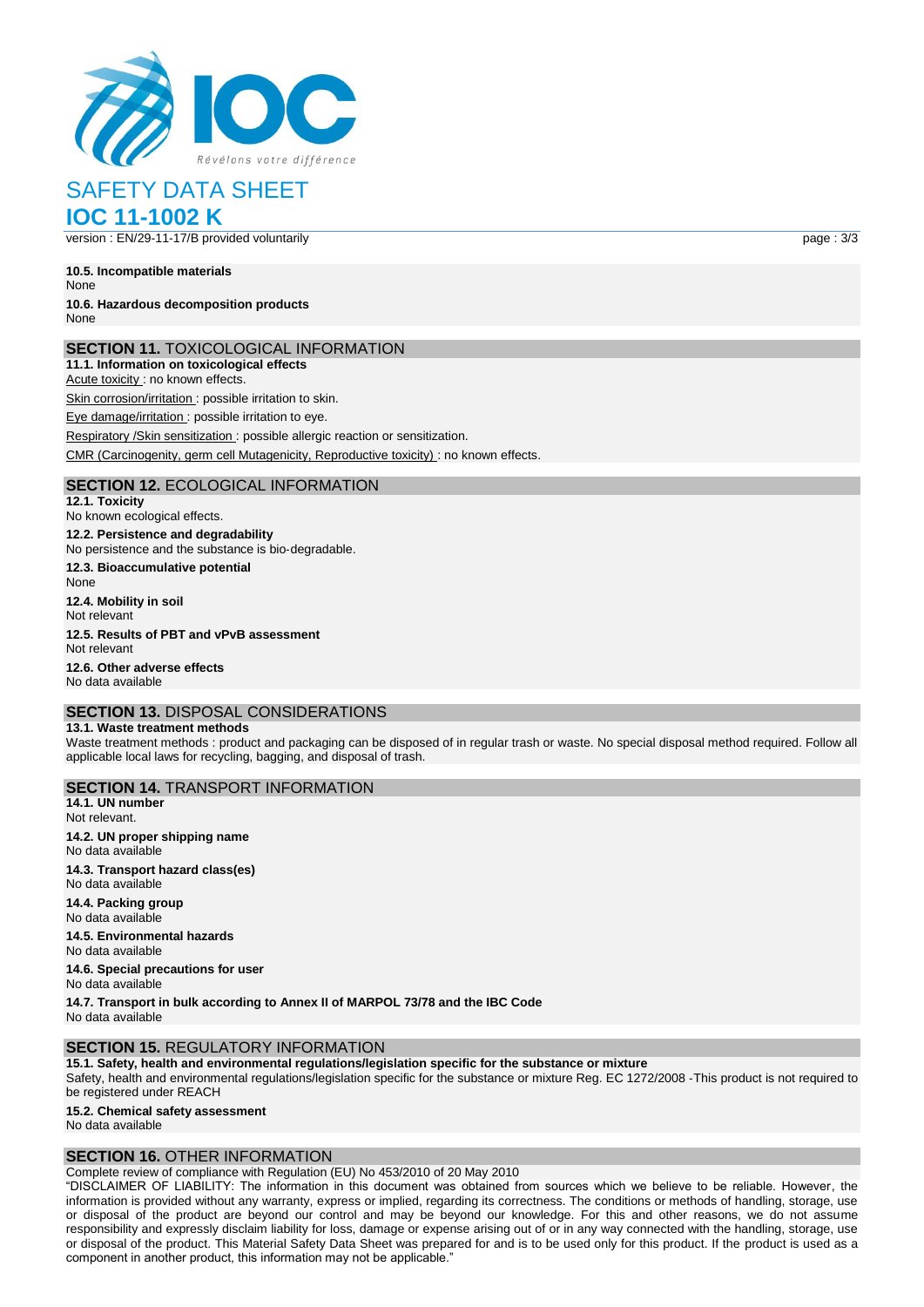# SAFETY DATA SHEET

## IOC 11-1002 K

version : EN/29-11-17/B provided voluntarily

**10.5. Incompatible materials**
None

**10.6. Hazardous decomposition products**
None

## SECTION 11. TOXICOLOGICAL INFORMATION

**11.1. Information on toxicological effects**

Acute toxicity : no known effects.

Skin corrosion/irritation : possible irritation to skin.

Eye damage/irritation : possible irritation to eye.

Respiratory /Skin sensitization : possible allergic reaction or sensitization.

CMR (Carcinogenity, germ cell Mutagenicity, Reproductive toxicity) : no known effects.

## SECTION 12. ECOLOGICAL INFORMATION

**12.1. Toxicity**
No known ecological effects.

**12.2. Persistence and degradability**
No persistence and the substance is bio-degradable.

**12.3. Bioaccumulative potential**
None

**12.4. Mobility in soil**
Not relevant

**12.5. Results of PBT and vPvB assessment**
Not relevant

**12.6. Other adverse effects**
No data available

## SECTION 13. DISPOSAL CONSIDERATIONS

**13.1. Waste treatment methods**
Waste treatment methods : product and packaging can be disposed of in regular trash or waste. No special disposal method required. Follow all applicable local laws for recycling, bagging, and disposal of trash.

## SECTION 14. TRANSPORT INFORMATION

**14.1. UN number**
Not relevant.

**14.2. UN proper shipping name**
No data available

**14.3. Transport hazard class(es)**
No data available

**14.4. Packing group**
No data available

**14.5. Environmental hazards**
No data available

**14.6. Special precautions for user**
No data available

**14.7. Transport in bulk according to Annex II of MARPOL 73/78 and the IBC Code**
No data available

## SECTION 15. REGULATORY INFORMATION

**15.1. Safety, health and environmental regulations/legislation specific for the substance or mixture**
Safety, health and environmental regulations/legislation specific for the substance or mixture Reg. EC 1272/2008 -This product is not required to be registered under REACH

**15.2. Chemical safety assessment**
No data available

## SECTION 16. OTHER INFORMATION

Complete review of compliance with Regulation (EU) No 453/2010 of 20 May 2010

"DISCLAIMER OF LIABILITY: The information in this document was obtained from sources which we believe to be reliable. However, the information is provided without any warranty, express or implied, regarding its correctness. The conditions or methods of handling, storage, use or disposal of the product are beyond our control and may be beyond our knowledge. For this and other reasons, we do not assume responsibility and expressly disclaim liability for loss, damage or expense arising out of or in any way connected with the handling, storage, use or disposal of the product. This Material Safety Data Sheet was prepared for and is to be used only for this product. If the product is used as a component in another product, this information may not be applicable."